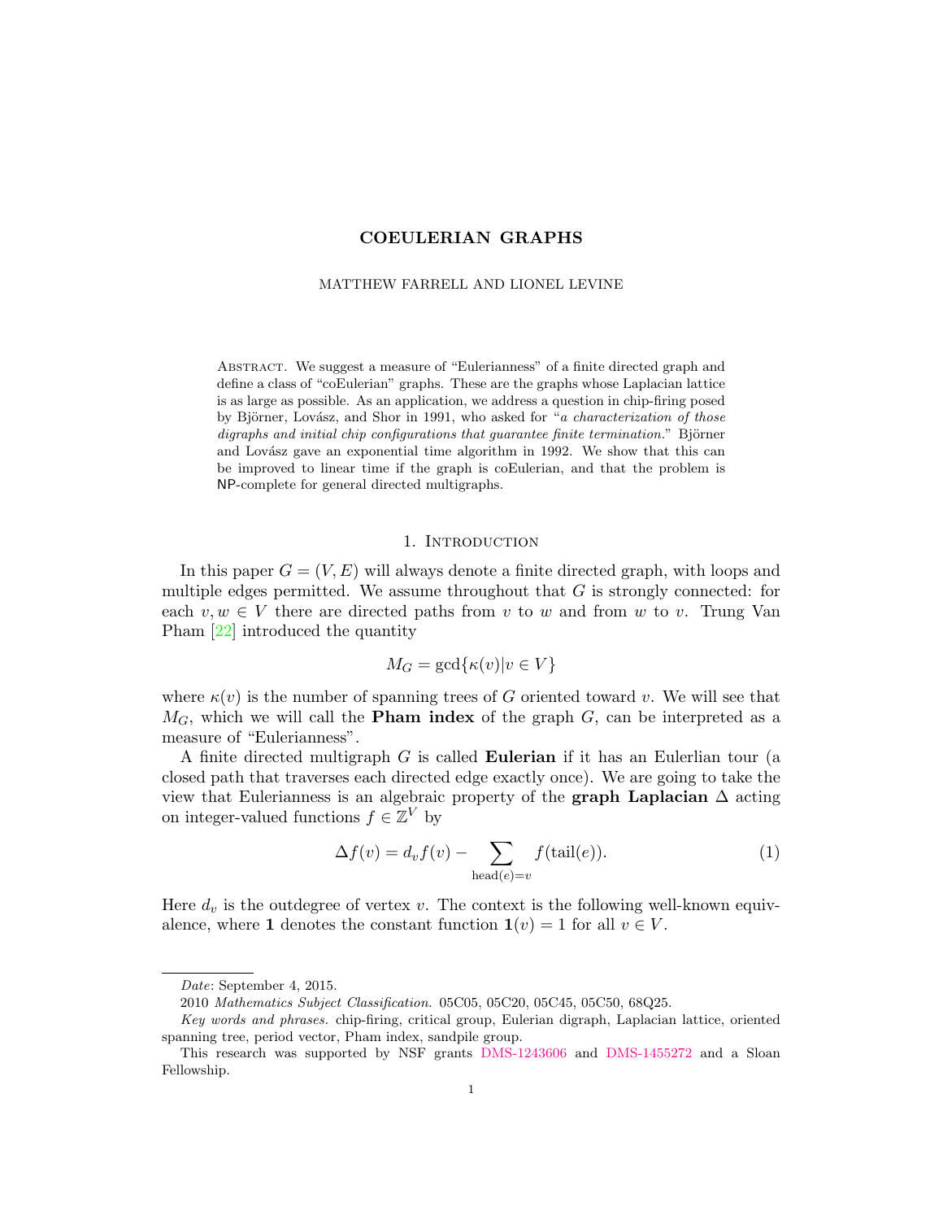# COEULERIAN GRAPHS

MATTHEW FARRELL AND LIONEL LEVINE

Abstract. We suggest a measure of "Eulerianness" of a finite directed graph and define a class of "coEulerian" graphs. These are the graphs whose Laplacian lattice is as large as possible. As an application, we address a question in chip-firing posed by Björner, Lovász, and Shor in 1991, who asked for "*a characterization of those digraphs and initial chip configurations that guarantee finite termination.*" Björner and Lovász gave an exponential time algorithm in 1992. We show that this can be improved to linear time if the graph is coEulerian, and that the problem is NP-complete for general directed multigraphs.

## 1. Introduction

In this paper $G = (V, E)$ will always denote a finite directed graph, with loops and multiple edges permitted. We assume throughout that $G$ is strongly connected: for each $v, w \in V$ there are directed paths from $v$ to $w$ and from $w$ to $v$. Trung Van Pham [22] introduced the quantity

$$M_G = \gcd\{\kappa(v) | v \in V\}$$

where $\kappa(v)$ is the number of spanning trees of $G$ oriented toward $v$. We will see that $M_G$, which we will call the **Pham index** of the graph $G$, can be interpreted as a measure of "Eulerianness".

A finite directed multigraph $G$ is called **Eulerian** if it has an Eulerian tour (a closed path that traverses each directed edge exactly once). We are going to take the view that Eulerianness is an algebraic property of the **graph Laplacian** $\Delta$ acting on integer-valued functions $f \in \mathbb{Z}^V$ by

$$\Delta f(v) = d_v f(v) - \sum_{\text{head}(e)=v} f(\text{tail}(e)). \tag{1}$$

Here $d_v$ is the outdegree of vertex $v$. The context is the following well-known equivalence, where $\mathbf{1}$ denotes the constant function $\mathbf{1}(v) = 1$ for all $v \in V$.

---

*Date*: September 4, 2015.

2010 *Mathematics Subject Classification.* 05C05, 05C20, 05C45, 05C50, 68Q25.

*Key words and phrases.* chip-firing, critical group, Eulerian digraph, Laplacian lattice, oriented spanning tree, period vector, Pham index, sandpile group.

This research was supported by NSF grants DMS-1243606 and DMS-1455272 and a Sloan Fellowship.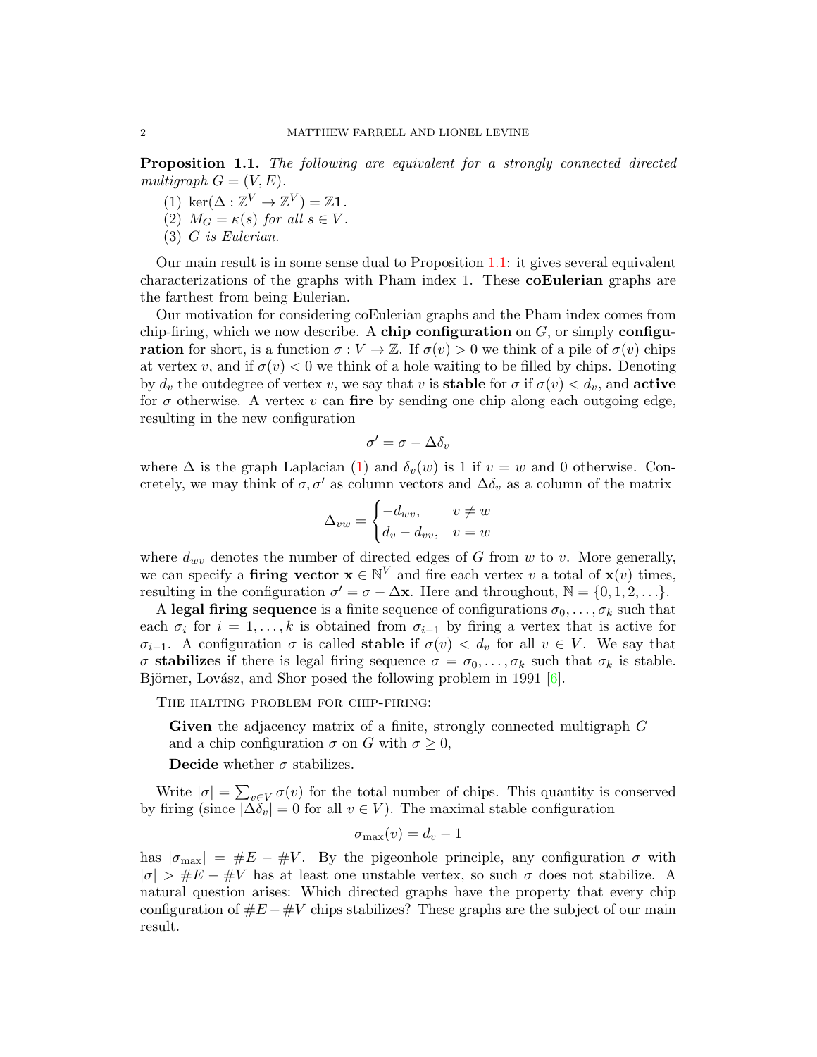**Proposition 1.1.** *The following are equivalent for a strongly connected directed multigraph $G = (V, E)$.*

1. $\ker(\Delta : \mathbb{Z}^V \to \mathbb{Z}^V) = \mathbb{Z}\mathbf{1}$.
2. $M_G = \kappa(s)$ *for all* $s \in V$.
3. $G$ *is Eulerian.*

Our main result is in some sense dual to Proposition 1.1: it gives several equivalent characterizations of the graphs with Pham index 1. These **coEulerian** graphs are the farthest from being Eulerian.

Our motivation for considering coEulerian graphs and the Pham index comes from chip-firing, which we now describe. A **chip configuration** on $G$, or simply **configuration** for short, is a function $\sigma : V \to \mathbb{Z}$. If $\sigma(v) > 0$ we think of a pile of $\sigma(v)$ chips at vertex $v$, and if $\sigma(v) < 0$ we think of a hole waiting to be filled by chips. Denoting by $d_v$ the outdegree of vertex $v$, we say that $v$ is **stable** for $\sigma$ if $\sigma(v) < d_v$, and **active** for $\sigma$ otherwise. A vertex $v$ can **fire** by sending one chip along each outgoing edge, resulting in the new configuration

$$\sigma' = \sigma - \Delta\delta_v$$

where $\Delta$ is the graph Laplacian (1) and $\delta_v(w)$ is 1 if $v = w$ and 0 otherwise. Concretely, we may think of $\sigma, \sigma'$ as column vectors and $\Delta\delta_v$ as a column of the matrix

$$\Delta_{vw} = \begin{cases} -d_{wv}, & v \neq w \\ d_v - d_{vv}, & v = w \end{cases}$$

where $d_{wv}$ denotes the number of directed edges of $G$ from $w$ to $v$. More generally, we can specify a **firing vector** $\mathbf{x} \in \mathbb{N}^V$ and fire each vertex $v$ a total of $\mathbf{x}(v)$ times, resulting in the configuration $\sigma' = \sigma - \Delta\mathbf{x}$. Here and throughout, $\mathbb{N} = \{0, 1, 2, \ldots\}$.

A **legal firing sequence** is a finite sequence of configurations $\sigma_0, \ldots, \sigma_k$ such that each $\sigma_i$ for $i = 1, \ldots, k$ is obtained from $\sigma_{i-1}$ by firing a vertex that is active for $\sigma_{i-1}$. A configuration $\sigma$ is called **stable** if $\sigma(v) < d_v$ for all $v \in V$. We say that $\sigma$ **stabilizes** if there is legal firing sequence $\sigma = \sigma_0, \ldots, \sigma_k$ such that $\sigma_k$ is stable. Björner, Lovász, and Shor posed the following problem in 1991 [6].

THE HALTING PROBLEM FOR CHIP-FIRING:

> **Given** the adjacency matrix of a finite, strongly connected multigraph $G$ and a chip configuration $\sigma$ on $G$ with $\sigma \geq 0$,
>
> **Decide** whether $\sigma$ stabilizes.

Write $|\sigma| = \sum_{v \in V} \sigma(v)$ for the total number of chips. This quantity is conserved by firing (since $|\Delta\delta_v| = 0$ for all $v \in V$). The maximal stable configuration

$$\sigma_{\max}(v) = d_v - 1$$

has $|\sigma_{\max}| = \#E - \#V$. By the pigeonhole principle, any configuration $\sigma$ with $|\sigma| > \#E - \#V$ has at least one unstable vertex, so such $\sigma$ does not stabilize. A natural question arises: Which directed graphs have the property that every chip configuration of $\#E - \#V$ chips stabilizes? These graphs are the subject of our main result.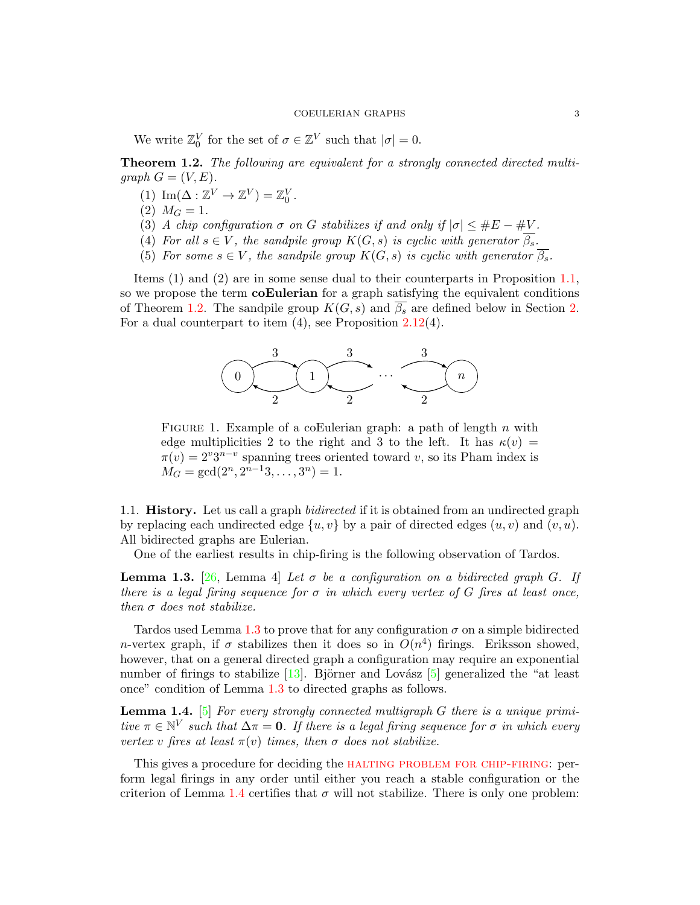We write $\mathbb{Z}_0^V$ for the set of $\sigma \in \mathbb{Z}^V$ such that $|\sigma| = 0$.

**Theorem 1.2.** *The following are equivalent for a strongly connected directed multigraph $G = (V, E)$.*

1. $\operatorname{Im}(\Delta : \mathbb{Z}^V \to \mathbb{Z}^V) = \mathbb{Z}_0^V$.
2. $M_G = 1$.
3. *A chip configuration $\sigma$ on $G$ stabilizes if and only if $|\sigma| \leq \#E - \#V$.*
4. *For all $s \in V$, the sandpile group $K(G, s)$ is cyclic with generator $\overline{\beta_s}$.*
5. *For some $s \in V$, the sandpile group $K(G, s)$ is cyclic with generator $\overline{\beta_s}$.*

Items (1) and (2) are in some sense dual to their counterparts in Proposition 1.1, so we propose the term **coEulerian** for a graph satisfying the equivalent conditions of Theorem 1.2. The sandpile group $K(G, s)$ and $\overline{\beta_s}$ are defined below in Section 2. For a dual counterpart to item (4), see Proposition 2.12(4).

Figure 1. Example of a coEulerian graph: a path of length $n$ with edge multiplicities 2 to the right and 3 to the left. It has $\kappa(v) = \pi(v) = 2^v 3^{n-v}$ spanning trees oriented toward $v$, so its Pham index is $M_G = \gcd(2^n, 2^{n-1}3, \ldots, 3^n) = 1$.

## 1.1. History.

Let us call a graph *bidirected* if it is obtained from an undirected graph by replacing each undirected edge $\{u, v\}$ by a pair of directed edges $(u, v)$ and $(v, u)$. All bidirected graphs are Eulerian.

One of the earliest results in chip-firing is the following observation of Tardos.

**Lemma 1.3.** [26, Lemma 4] *Let $\sigma$ be a configuration on a bidirected graph $G$. If there is a legal firing sequence for $\sigma$ in which every vertex of $G$ fires at least once, then $\sigma$ does not stabilize.*

Tardos used Lemma 1.3 to prove that for any configuration $\sigma$ on a simple bidirected $n$-vertex graph, if $\sigma$ stabilizes then it does so in $O(n^4)$ firings. Eriksson showed, however, that on a general directed graph a configuration may require an exponential number of firings to stabilize [13]. Björner and Lovász [5] generalized the "at least once" condition of Lemma 1.3 to directed graphs as follows.

**Lemma 1.4.** [5] *For every strongly connected multigraph $G$ there is a unique primitive $\pi \in \mathbb{N}^V$ such that $\Delta\pi = \mathbf{0}$. If there is a legal firing sequence for $\sigma$ in which every vertex $v$ fires at least $\pi(v)$ times, then $\sigma$ does not stabilize.*

This gives a procedure for deciding the HALTING PROBLEM FOR CHIP-FIRING: perform legal firings in any order until either you reach a stable configuration or the criterion of Lemma 1.4 certifies that $\sigma$ will not stabilize. There is only one problem: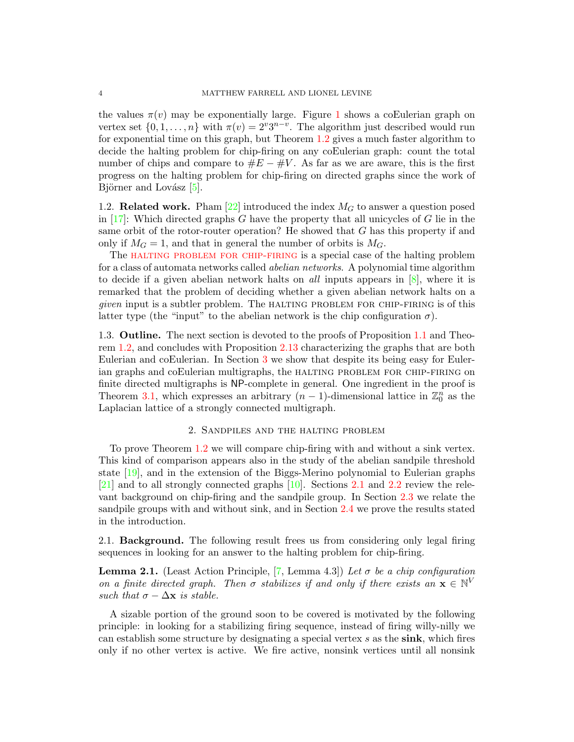the values $\pi(v)$ may be exponentially large. Figure 1 shows a coEulerian graph on vertex set $\{0, 1, \dots, n\}$ with $\pi(v) = 2^v 3^{n-v}$. The algorithm just described would run for exponential time on this graph, but Theorem 1.2 gives a much faster algorithm to decide the halting problem for chip-firing on any coEulerian graph: count the total number of chips and compare to $\#E - \#V$. As far as we are aware, this is the first progress on the halting problem for chip-firing on directed graphs since the work of Björner and Lovász [5].

**1.2. Related work.** Pham [22] introduced the index $M_G$ to answer a question posed in [17]: Which directed graphs $G$ have the property that all unicycles of $G$ lie in the same orbit of the rotor-router operation? He showed that $G$ has this property if and only if $M_G = 1$, and that in general the number of orbits is $M_G$.

The HALTING PROBLEM FOR CHIP-FIRING is a special case of the halting problem for a class of automata networks called *abelian networks*. A polynomial time algorithm to decide if a given abelian network halts on *all* inputs appears in [8], where it is remarked that the problem of deciding whether a given abelian network halts on a *given* input is a subtler problem. The HALTING PROBLEM FOR CHIP-FIRING is of this latter type (the "input" to the abelian network is the chip configuration $\sigma$).

**1.3. Outline.** The next section is devoted to the proofs of Proposition 1.1 and Theorem 1.2, and concludes with Proposition 2.13 characterizing the graphs that are both Eulerian and coEulerian. In Section 3 we show that despite its being easy for Eulerian graphs and coEulerian multigraphs, the HALTING PROBLEM FOR CHIP-FIRING on finite directed multigraphs is NP-complete in general. One ingredient in the proof is Theorem 3.1, which expresses an arbitrary $(n-1)$-dimensional lattice in $\mathbb{Z}_0^n$ as the Laplacian lattice of a strongly connected multigraph.

## 2. Sandpiles and the halting problem

To prove Theorem 1.2 we will compare chip-firing with and without a sink vertex. This kind of comparison appears also in the study of the abelian sandpile threshold state [19], and in the extension of the Biggs-Merino polynomial to Eulerian graphs [21] and to all strongly connected graphs [10]. Sections 2.1 and 2.2 review the relevant background on chip-firing and the sandpile group. In Section 2.3 we relate the sandpile groups with and without sink, and in Section 2.4 we prove the results stated in the introduction.

**2.1. Background.** The following result frees us from considering only legal firing sequences in looking for an answer to the halting problem for chip-firing.

**Lemma 2.1.** (Least Action Principle, [7, Lemma 4.3]) *Let $\sigma$ be a chip configuration on a finite directed graph. Then $\sigma$ stabilizes if and only if there exists an $\mathbf{x} \in \mathbb{N}^V$ such that $\sigma - \Delta\mathbf{x}$ is stable.*

A sizable portion of the ground soon to be covered is motivated by the following principle: in looking for a stabilizing firing sequence, instead of firing willy-nilly we can establish some structure by designating a special vertex $s$ as the **sink**, which fires only if no other vertex is active. We fire active, nonsink vertices until all nonsink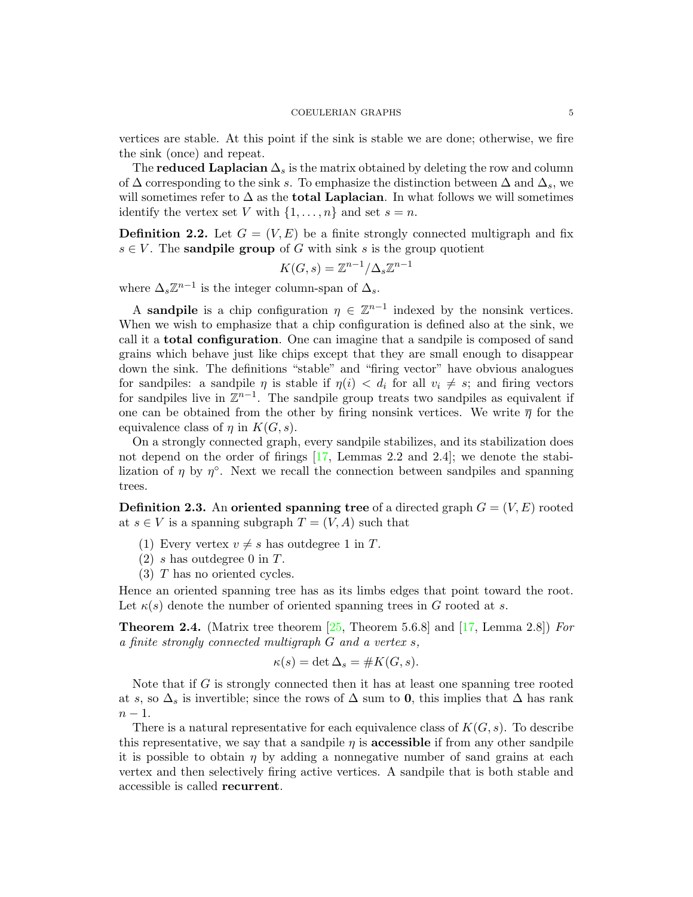vertices are stable. At this point if the sink is stable we are done; otherwise, we fire the sink (once) and repeat.

The **reduced Laplacian** $\Delta_s$ is the matrix obtained by deleting the row and column of $\Delta$ corresponding to the sink $s$. To emphasize the distinction between $\Delta$ and $\Delta_s$, we will sometimes refer to $\Delta$ as the **total Laplacian**. In what follows we will sometimes identify the vertex set $V$ with $\{1, \ldots, n\}$ and set $s = n$.

**Definition 2.2.** Let $G = (V, E)$ be a finite strongly connected multigraph and fix $s \in V$. The **sandpile group** of $G$ with sink $s$ is the group quotient

$$K(G, s) = \mathbb{Z}^{n-1}/\Delta_s \mathbb{Z}^{n-1}$$

where $\Delta_s \mathbb{Z}^{n-1}$ is the integer column-span of $\Delta_s$.

A **sandpile** is a chip configuration $\eta \in \mathbb{Z}^{n-1}$ indexed by the nonsink vertices. When we wish to emphasize that a chip configuration is defined also at the sink, we call it a **total configuration**. One can imagine that a sandpile is composed of sand grains which behave just like chips except that they are small enough to disappear down the sink. The definitions "stable" and "firing vector" have obvious analogues for sandpiles: a sandpile $\eta$ is stable if $\eta(i) < d_i$ for all $v_i \neq s$; and firing vectors for sandpiles live in $\mathbb{Z}^{n-1}$. The sandpile group treats two sandpiles as equivalent if one can be obtained from the other by firing nonsink vertices. We write $\overline{\eta}$ for the equivalence class of $\eta$ in $K(G, s)$.

On a strongly connected graph, every sandpile stabilizes, and its stabilization does not depend on the order of firings [17, Lemmas 2.2 and 2.4]; we denote the stabilization of $\eta$ by $\eta^\circ$. Next we recall the connection between sandpiles and spanning trees.

**Definition 2.3.** An **oriented spanning tree** of a directed graph $G = (V, E)$ rooted at $s \in V$ is a spanning subgraph $T = (V, A)$ such that

1. Every vertex $v \neq s$ has outdegree 1 in $T$.
2. $s$ has outdegree 0 in $T$.
3. $T$ has no oriented cycles.

Hence an oriented spanning tree has as its limbs edges that point toward the root. Let $\kappa(s)$ denote the number of oriented spanning trees in $G$ rooted at $s$.

**Theorem 2.4.** (Matrix tree theorem [25, Theorem 5.6.8] and [17, Lemma 2.8]) *For a finite strongly connected multigraph $G$ and a vertex $s$,*

$$\kappa(s) = \det \Delta_s = \# K(G, s).$$

Note that if $G$ is strongly connected then it has at least one spanning tree rooted at $s$, so $\Delta_s$ is invertible; since the rows of $\Delta$ sum to $\mathbf{0}$, this implies that $\Delta$ has rank $n - 1$.

There is a natural representative for each equivalence class of $K(G, s)$. To describe this representative, we say that a sandpile $\eta$ is **accessible** if from any other sandpile it is possible to obtain $\eta$ by adding a nonnegative number of sand grains at each vertex and then selectively firing active vertices. A sandpile that is both stable and accessible is called **recurrent**.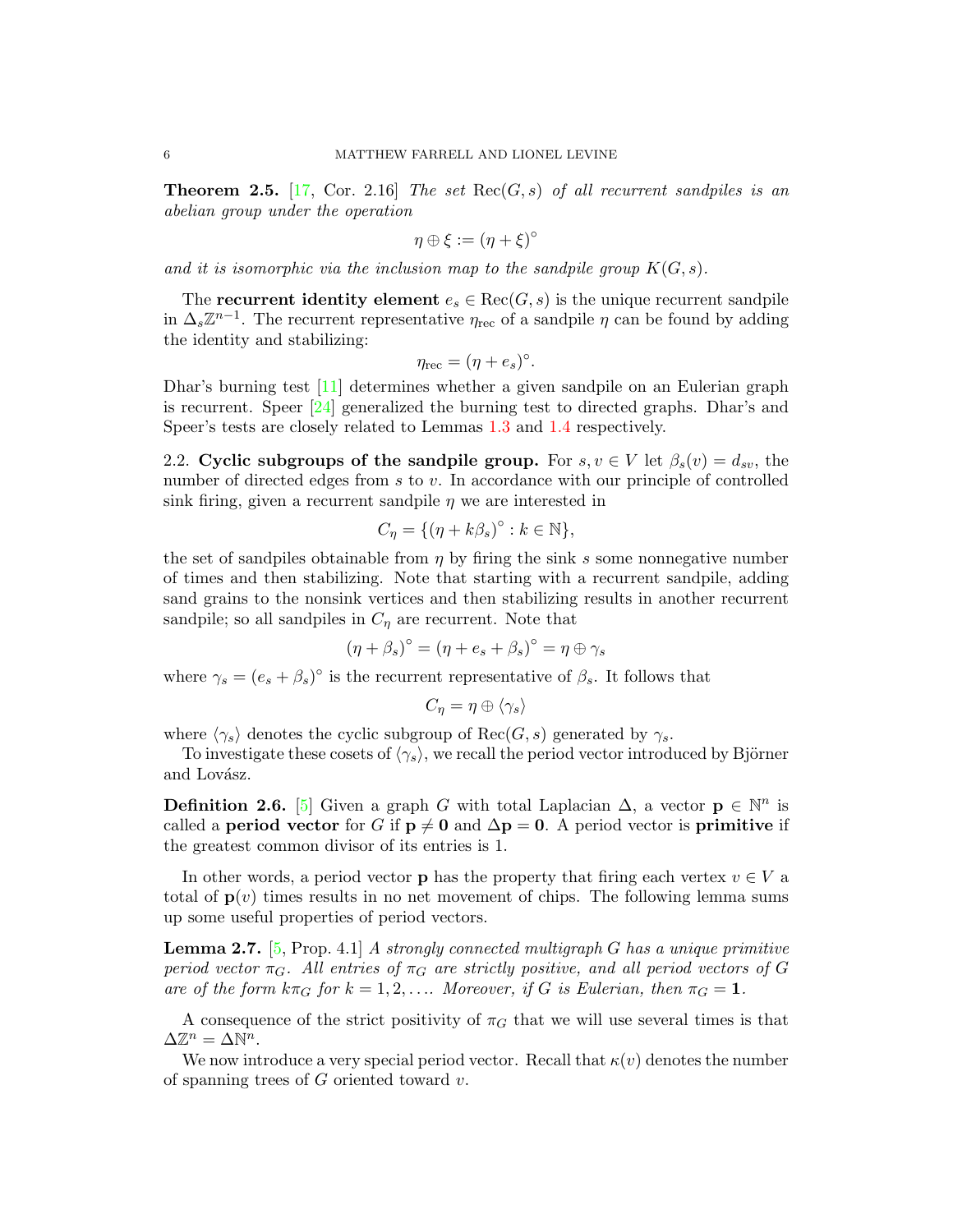**Theorem 2.5.** [17, Cor. 2.16] *The set* $\mathrm{Rec}(G, s)$ *of all recurrent sandpiles is an abelian group under the operation*

$$\eta \oplus \xi := (\eta + \xi)^\circ$$

*and it is isomorphic via the inclusion map to the sandpile group* $K(G, s)$*.*

The **recurrent identity element** $e_s \in \mathrm{Rec}(G, s)$ is the unique recurrent sandpile in $\Delta_s \mathbb{Z}^{n-1}$. The recurrent representative $\eta_{\mathrm{rec}}$ of a sandpile $\eta$ can be found by adding the identity and stabilizing:

$$\eta_{\mathrm{rec}} = (\eta + e_s)^\circ.$$

Dhar's burning test [11] determines whether a given sandpile on an Eulerian graph is recurrent. Speer [24] generalized the burning test to directed graphs. Dhar's and Speer's tests are closely related to Lemmas 1.3 and 1.4 respectively.

2.2. **Cyclic subgroups of the sandpile group.** For $s, v \in V$ let $\beta_s(v) = d_{sv}$, the number of directed edges from $s$ to $v$. In accordance with our principle of controlled sink firing, given a recurrent sandpile $\eta$ we are interested in

$$C_\eta = \{(\eta + k\beta_s)^\circ : k \in \mathbb{N}\},$$

the set of sandpiles obtainable from $\eta$ by firing the sink $s$ some nonnegative number of times and then stabilizing. Note that starting with a recurrent sandpile, adding sand grains to the nonsink vertices and then stabilizing results in another recurrent sandpile; so all sandpiles in $C_\eta$ are recurrent. Note that

$$(\eta + \beta_s)^\circ = (\eta + e_s + \beta_s)^\circ = \eta \oplus \gamma_s$$

where $\gamma_s = (e_s + \beta_s)^\circ$ is the recurrent representative of $\beta_s$. It follows that

$$C_\eta = \eta \oplus \langle \gamma_s \rangle$$

where $\langle \gamma_s \rangle$ denotes the cyclic subgroup of $\mathrm{Rec}(G, s)$ generated by $\gamma_s$.

To investigate these cosets of $\langle \gamma_s \rangle$, we recall the period vector introduced by Björner and Lovász.

**Definition 2.6.** [5] Given a graph $G$ with total Laplacian $\Delta$, a vector $\mathbf{p} \in \mathbb{N}^n$ is called a **period vector** for $G$ if $\mathbf{p} \neq \mathbf{0}$ and $\Delta \mathbf{p} = \mathbf{0}$. A period vector is **primitive** if the greatest common divisor of its entries is 1.

In other words, a period vector $\mathbf{p}$ has the property that firing each vertex $v \in V$ a total of $\mathbf{p}(v)$ times results in no net movement of chips. The following lemma sums up some useful properties of period vectors.

**Lemma 2.7.** [5, Prop. 4.1] *A strongly connected multigraph* $G$ *has a unique primitive period vector* $\pi_G$*. All entries of* $\pi_G$ *are strictly positive, and all period vectors of* $G$ *are of the form* $k\pi_G$ *for* $k = 1, 2, \ldots$*. Moreover, if* $G$ *is Eulerian, then* $\pi_G = \mathbf{1}$*.*

A consequence of the strict positivity of $\pi_G$ that we will use several times is that $\Delta \mathbb{Z}^n = \Delta \mathbb{N}^n$.

We now introduce a very special period vector. Recall that $\kappa(v)$ denotes the number of spanning trees of $G$ oriented toward $v$.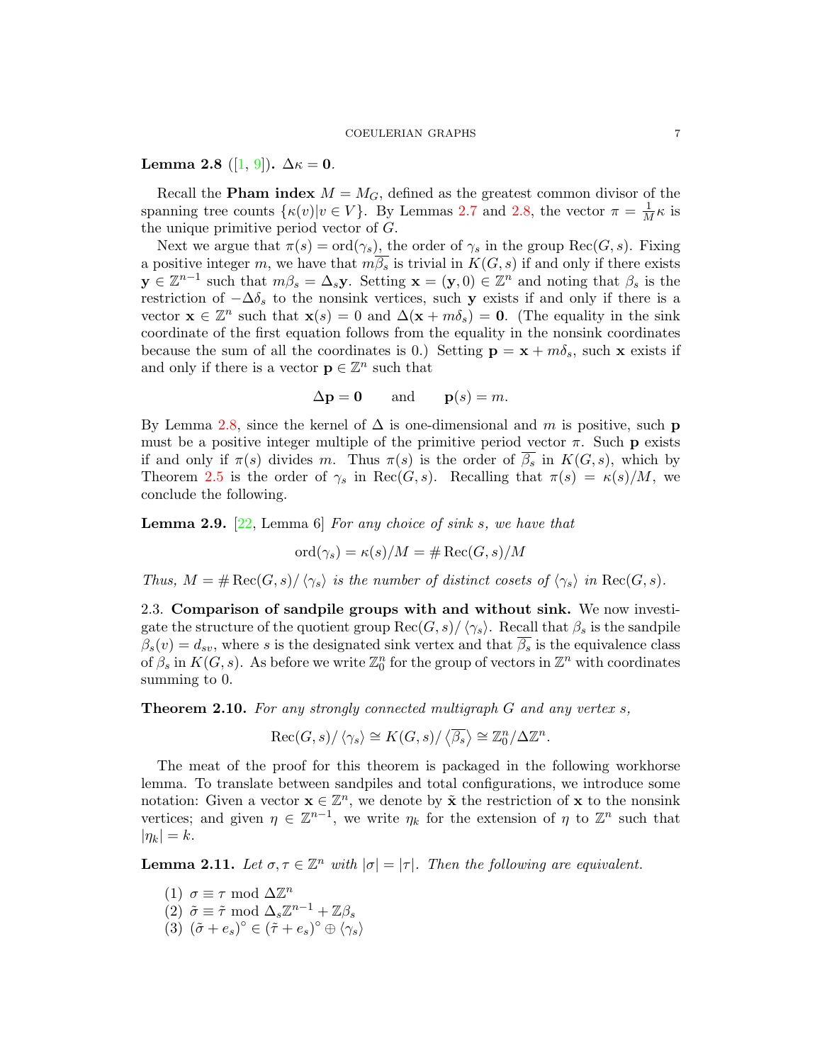**Lemma 2.8** ([1, 9]). $\Delta\kappa = \mathbf{0}$.

Recall the **Pham index** $M = M_G$, defined as the greatest common divisor of the spanning tree counts $\{\kappa(v) | v \in V\}$. By Lemmas 2.7 and 2.8, the vector $\pi = \frac{1}{M}\kappa$ is the unique primitive period vector of $G$.

Next we argue that $\pi(s) = \operatorname{ord}(\gamma_s)$, the order of $\gamma_s$ in the group $\operatorname{Rec}(G, s)$. Fixing a positive integer $m$, we have that $m\overline{\beta_s}$ is trivial in $K(G, s)$ if and only if there exists $\mathbf{y} \in \mathbb{Z}^{n-1}$ such that $m\beta_s = \Delta_s \mathbf{y}$. Setting $\mathbf{x} = (\mathbf{y}, 0) \in \mathbb{Z}^n$ and noting that $\beta_s$ is the restriction of $-\Delta\delta_s$ to the nonsink vertices, such $\mathbf{y}$ exists if and only if there is a vector $\mathbf{x} \in \mathbb{Z}^n$ such that $\mathbf{x}(s) = 0$ and $\Delta(\mathbf{x} + m\delta_s) = \mathbf{0}$. (The equality in the sink coordinate of the first equation follows from the equality in the nonsink coordinates because the sum of all the coordinates is 0.) Setting $\mathbf{p} = \mathbf{x} + m\delta_s$, such $\mathbf{x}$ exists if and only if there is a vector $\mathbf{p} \in \mathbb{Z}^n$ such that

$$\Delta\mathbf{p} = \mathbf{0} \qquad \text{and} \qquad \mathbf{p}(s) = m.$$

By Lemma 2.8, since the kernel of $\Delta$ is one-dimensional and $m$ is positive, such $\mathbf{p}$ must be a positive integer multiple of the primitive period vector $\pi$. Such $\mathbf{p}$ exists if and only if $\pi(s)$ divides $m$. Thus $\pi(s)$ is the order of $\overline{\beta_s}$ in $K(G, s)$, which by Theorem 2.5 is the order of $\gamma_s$ in $\operatorname{Rec}(G, s)$. Recalling that $\pi(s) = \kappa(s)/M$, we conclude the following.

**Lemma 2.9.** [22, Lemma 6] *For any choice of sink $s$, we have that*

$$\operatorname{ord}(\gamma_s) = \kappa(s)/M = \#\operatorname{Rec}(G, s)/M$$

*Thus, $M = \#\operatorname{Rec}(G, s)/\langle\gamma_s\rangle$ is the number of distinct cosets of $\langle\gamma_s\rangle$ in $\operatorname{Rec}(G, s)$.*

## 2.3. Comparison of sandpile groups with and without sink.

We now investigate the structure of the quotient group $\operatorname{Rec}(G, s)/\langle\gamma_s\rangle$. Recall that $\beta_s$ is the sandpile $\beta_s(v) = d_{sv}$, where $s$ is the designated sink vertex and that $\overline{\beta_s}$ is the equivalence class of $\beta_s$ in $K(G, s)$. As before we write $\mathbb{Z}_0^n$ for the group of vectors in $\mathbb{Z}^n$ with coordinates summing to 0.

**Theorem 2.10.** *For any strongly connected multigraph $G$ and any vertex $s$,*

$$\operatorname{Rec}(G, s)/\langle\gamma_s\rangle \cong K(G, s)/\langle\overline{\beta_s}\rangle \cong \mathbb{Z}_0^n/\Delta\mathbb{Z}^n.$$

The meat of the proof for this theorem is packaged in the following workhorse lemma. To translate between sandpiles and total configurations, we introduce some notation: Given a vector $\mathbf{x} \in \mathbb{Z}^n$, we denote by $\tilde{\mathbf{x}}$ the restriction of $\mathbf{x}$ to the nonsink vertices; and given $\eta \in \mathbb{Z}^{n-1}$, we write $\eta_k$ for the extension of $\eta$ to $\mathbb{Z}^n$ such that $|\eta_k| = k$.

**Lemma 2.11.** *Let $\sigma, \tau \in \mathbb{Z}^n$ with $|\sigma| = |\tau|$. Then the following are equivalent.*

1. $\sigma \equiv \tau \bmod \Delta\mathbb{Z}^n$
2. $\tilde{\sigma} \equiv \tilde{\tau} \bmod \Delta_s\mathbb{Z}^{n-1} + \mathbb{Z}\beta_s$
3. $(\tilde{\sigma} + e_s)^\circ \in (\tilde{\tau} + e_s)^\circ \oplus \langle\gamma_s\rangle$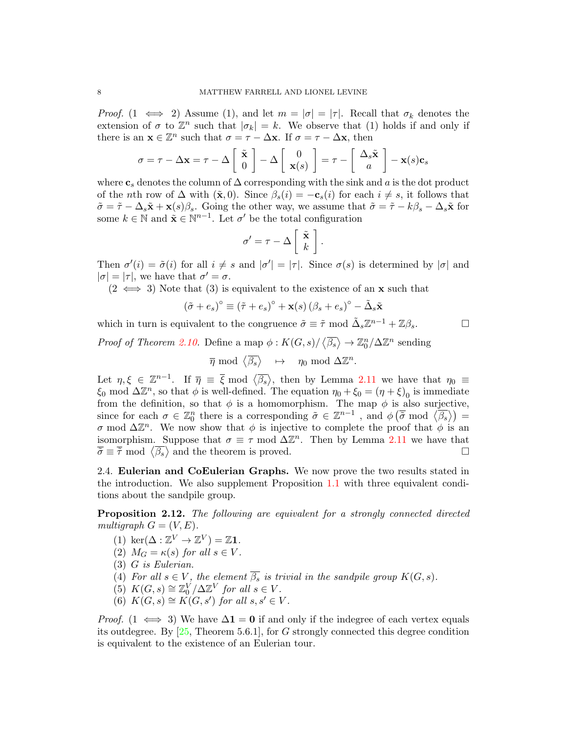*Proof.* ($1 \iff 2$) Assume (1), and let $m = |\sigma| = |\tau|$. Recall that $\sigma_k$ denotes the extension of $\sigma$ to $\mathbb{Z}^n$ such that $|\sigma_k| = k$. We observe that (1) holds if and only if there is an $\mathbf{x} \in \mathbb{Z}^n$ such that $\sigma = \tau - \Delta \mathbf{x}$. If $\sigma = \tau - \Delta \mathbf{x}$, then

$$\sigma = \tau - \Delta \mathbf{x} = \tau - \Delta \begin{bmatrix} \tilde{\mathbf{x}} \\ 0 \end{bmatrix} - \Delta \begin{bmatrix} 0 \\ \mathbf{x}(s) \end{bmatrix} = \tau - \begin{bmatrix} \Delta_s \tilde{\mathbf{x}} \\ a \end{bmatrix} - \mathbf{x}(s)\mathbf{c}_s$$

where $\mathbf{c}_s$ denotes the column of $\Delta$ corresponding with the sink and $a$ is the dot product of the $n$th row of $\Delta$ with $(\tilde{\mathbf{x}}, 0)$. Since $\beta_s(i) = -\mathbf{c}_s(i)$ for each $i \neq s$, it follows that $\tilde{\sigma} = \tilde{\tau} - \Delta_s \tilde{\mathbf{x}} + \mathbf{x}(s)\beta_s$. Going the other way, we assume that $\tilde{\sigma} = \tilde{\tau} - k\beta_s - \Delta_s \tilde{\mathbf{x}}$ for some $k \in \mathbb{N}$ and $\tilde{\mathbf{x}} \in \mathbb{N}^{n-1}$. Let $\sigma'$ be the total configuration

$$\sigma' = \tau - \Delta \begin{bmatrix} \tilde{\mathbf{x}} \\ k \end{bmatrix}.$$

Then $\sigma'(i) = \tilde{\sigma}(i)$ for all $i \neq s$ and $|\sigma'| = |\tau|$. Since $\sigma(s)$ is determined by $|\sigma|$ and $|\sigma| = |\tau|$, we have that $\sigma' = \sigma$.

($2 \iff 3$) Note that (3) is equivalent to the existence of an $\mathbf{x}$ such that

$$(\tilde{\sigma} + e_s)^\circ \equiv (\tilde{\tau} + e_s)^\circ + \mathbf{x}(s)\,(\beta_s + e_s)^\circ - \tilde{\Delta}_s \tilde{\mathbf{x}}$$

which in turn is equivalent to the congruence $\tilde{\sigma} \equiv \tilde{\tau} \bmod \tilde{\Delta}_s \mathbb{Z}^{n-1} + \mathbb{Z}\beta_s$. $\square$

*Proof of Theorem 2.10.* Define a map $\phi : K(G,s)/\langle \overline{\beta_s} \rangle \to \mathbb{Z}_0^n / \Delta \mathbb{Z}^n$ sending

$$\overline{\eta} \bmod \langle \overline{\beta_s} \rangle \quad \mapsto \quad \eta_0 \bmod \Delta \mathbb{Z}^n.$$

Let $\eta, \xi \in \mathbb{Z}^{n-1}$. If $\overline{\eta} \equiv \overline{\xi} \bmod \langle \overline{\beta_s} \rangle$, then by Lemma 2.11 we have that $\eta_0 \equiv \xi_0 \bmod \Delta \mathbb{Z}^n$, so that $\phi$ is well-defined. The equation $\eta_0 + \xi_0 = (\eta + \xi)_0$ is immediate from the definition, so that $\phi$ is a homomorphism. The map $\phi$ is also surjective, since for each $\sigma \in \mathbb{Z}_0^n$ there is a corresponding $\tilde{\sigma} \in \mathbb{Z}^{n-1}$ , and $\phi\left(\overline{\tilde{\sigma}} \bmod \langle \overline{\beta_s} \rangle\right) = \sigma \bmod \Delta \mathbb{Z}^n$. We now show that $\phi$ is injective to complete the proof that $\phi$ is an isomorphism. Suppose that $\sigma \equiv \tau \bmod \Delta \mathbb{Z}^n$. Then by Lemma 2.11 we have that $\overline{\tilde{\sigma}} \equiv \overline{\tilde{\tau}} \bmod \langle \overline{\beta_s} \rangle$ and the theorem is proved. $\square$

## 2.4. Eulerian and CoEulerian Graphs.

We now prove the two results stated in the introduction. We also supplement Proposition 1.1 with three equivalent conditions about the sandpile group.

**Proposition 2.12.** *The following are equivalent for a strongly connected directed multigraph $G = (V, E)$.*

1. $\ker(\Delta : \mathbb{Z}^V \to \mathbb{Z}^V) = \mathbb{Z}\mathbf{1}$.
2. $M_G = \kappa(s)$ *for all* $s \in V$.
3. *$G$ is Eulerian.*
4. *For all $s \in V$, the element $\overline{\beta_s}$ is trivial in the sandpile group $K(G,s)$.*
5. $K(G,s) \cong \mathbb{Z}_0^V / \Delta \mathbb{Z}^V$ *for all* $s \in V$.
6. $K(G,s) \cong K(G,s')$ *for all* $s, s' \in V$.

*Proof.* ($1 \iff 3$) We have $\Delta \mathbf{1} = \mathbf{0}$ if and only if the indegree of each vertex equals its outdegree. By [25, Theorem 5.6.1], for $G$ strongly connected this degree condition is equivalent to the existence of an Eulerian tour.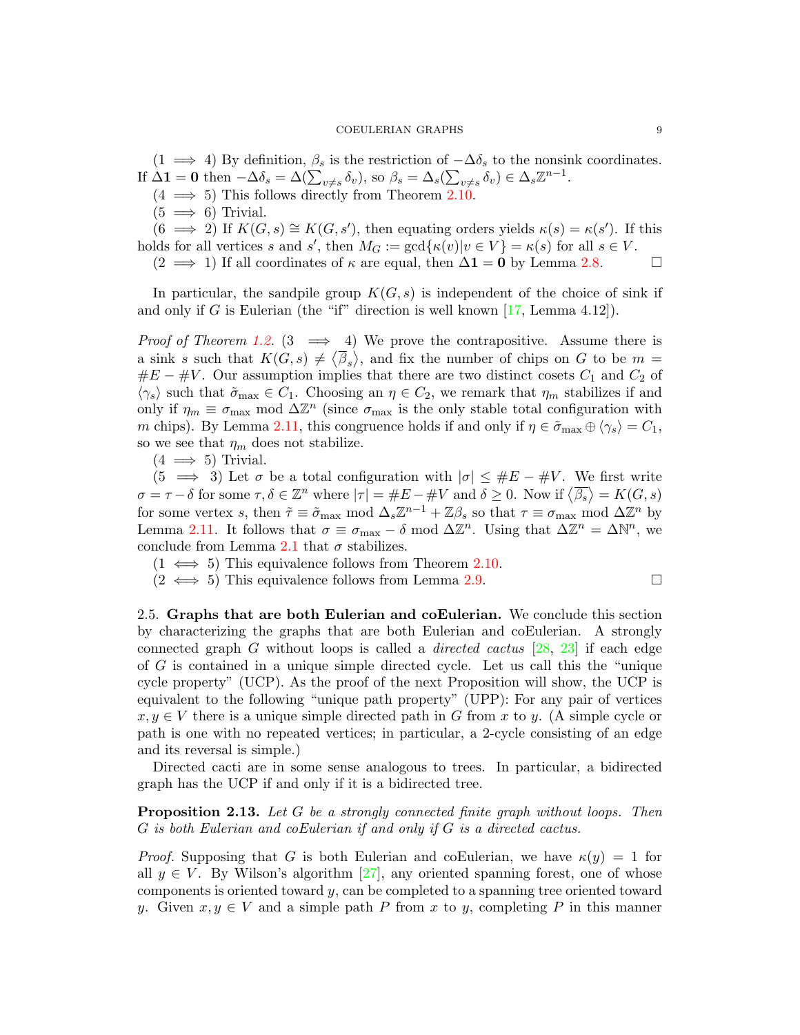(1 $\implies$ 4) By definition, $\beta_s$ is the restriction of $-\Delta\delta_s$ to the nonsink coordinates. If $\Delta\mathbf{1} = \mathbf{0}$ then $-\Delta\delta_s = \Delta(\sum_{v\neq s}\delta_v)$, so $\beta_s = \Delta_s(\sum_{v\neq s}\delta_v) \in \Delta_s\mathbb{Z}^{n-1}$.

(4 $\implies$ 5) This follows directly from Theorem 2.10.

(5 $\implies$ 6) Trivial.

(6 $\implies$ 2) If $K(G,s) \cong K(G,s')$, then equating orders yields $\kappa(s) = \kappa(s')$. If this holds for all vertices $s$ and $s'$, then $M_G := \gcd\{\kappa(v)|v \in V\} = \kappa(s)$ for all $s \in V$.

(2 $\implies$ 1) If all coordinates of $\kappa$ are equal, then $\Delta\mathbf{1} = \mathbf{0}$ by Lemma 2.8. $\square$

In particular, the sandpile group $K(G,s)$ is independent of the choice of sink if and only if $G$ is Eulerian (the "if" direction is well known [17, Lemma 4.12]).

*Proof of Theorem 1.2.* (3 $\implies$ 4) We prove the contrapositive. Assume there is a sink $s$ such that $K(G,s) \neq \langle\overline{\beta}_s\rangle$, and fix the number of chips on $G$ to be $m = \#E - \#V$. Our assumption implies that there are two distinct cosets $C_1$ and $C_2$ of $\langle\gamma_s\rangle$ such that $\tilde{\sigma}_{\max} \in C_1$. Choosing an $\eta \in C_2$, we remark that $\eta_m$ stabilizes if and only if $\eta_m \equiv \sigma_{\max} \bmod \Delta\mathbb{Z}^n$ (since $\sigma_{\max}$ is the only stable total configuration with $m$ chips). By Lemma 2.11, this congruence holds if and only if $\eta \in \tilde{\sigma}_{\max} \oplus \langle\gamma_s\rangle = C_1$, so we see that $\eta_m$ does not stabilize.

(4 $\implies$ 5) Trivial.

(5 $\implies$ 3) Let $\sigma$ be a total configuration with $|\sigma| \leq \#E - \#V$. We first write $\sigma = \tau - \delta$ for some $\tau, \delta \in \mathbb{Z}^n$ where $|\tau| = \#E - \#V$ and $\delta \geq 0$. Now if $\langle\overline{\beta_s}\rangle = K(G,s)$ for some vertex $s$, then $\tilde{\tau} \equiv \tilde{\sigma}_{\max} \bmod \Delta_s\mathbb{Z}^{n-1} + \mathbb{Z}\beta_s$ so that $\tau \equiv \sigma_{\max} \bmod \Delta\mathbb{Z}^n$ by Lemma 2.11. It follows that $\sigma \equiv \sigma_{\max} - \delta \bmod \Delta\mathbb{Z}^n$. Using that $\Delta\mathbb{Z}^n = \Delta\mathbb{N}^n$, we conclude from Lemma 2.1 that $\sigma$ stabilizes.

(1 $\iff$ 5) This equivalence follows from Theorem 2.10.

(2 $\iff$ 5) This equivalence follows from Lemma 2.9. $\square$

## 2.5. Graphs that are both Eulerian and coEulerian.

We conclude this section by characterizing the graphs that are both Eulerian and coEulerian. A strongly connected graph $G$ without loops is called a *directed cactus* [28, 23] if each edge of $G$ is contained in a unique simple directed cycle. Let us call this the "unique cycle property" (UCP). As the proof of the next Proposition will show, the UCP is equivalent to the following "unique path property" (UPP): For any pair of vertices $x, y \in V$ there is a unique simple directed path in $G$ from $x$ to $y$. (A simple cycle or path is one with no repeated vertices; in particular, a 2-cycle consisting of an edge and its reversal is simple.)

Directed cacti are in some sense analogous to trees. In particular, a bidirected graph has the UCP if and only if it is a bidirected tree.

**Proposition 2.13.** *Let $G$ be a strongly connected finite graph without loops. Then $G$ is both Eulerian and coEulerian if and only if $G$ is a directed cactus.*

*Proof.* Supposing that $G$ is both Eulerian and coEulerian, we have $\kappa(y) = 1$ for all $y \in V$. By Wilson's algorithm [27], any oriented spanning forest, one of whose components is oriented toward $y$, can be completed to a spanning tree oriented toward $y$. Given $x, y \in V$ and a simple path $P$ from $x$ to $y$, completing $P$ in this manner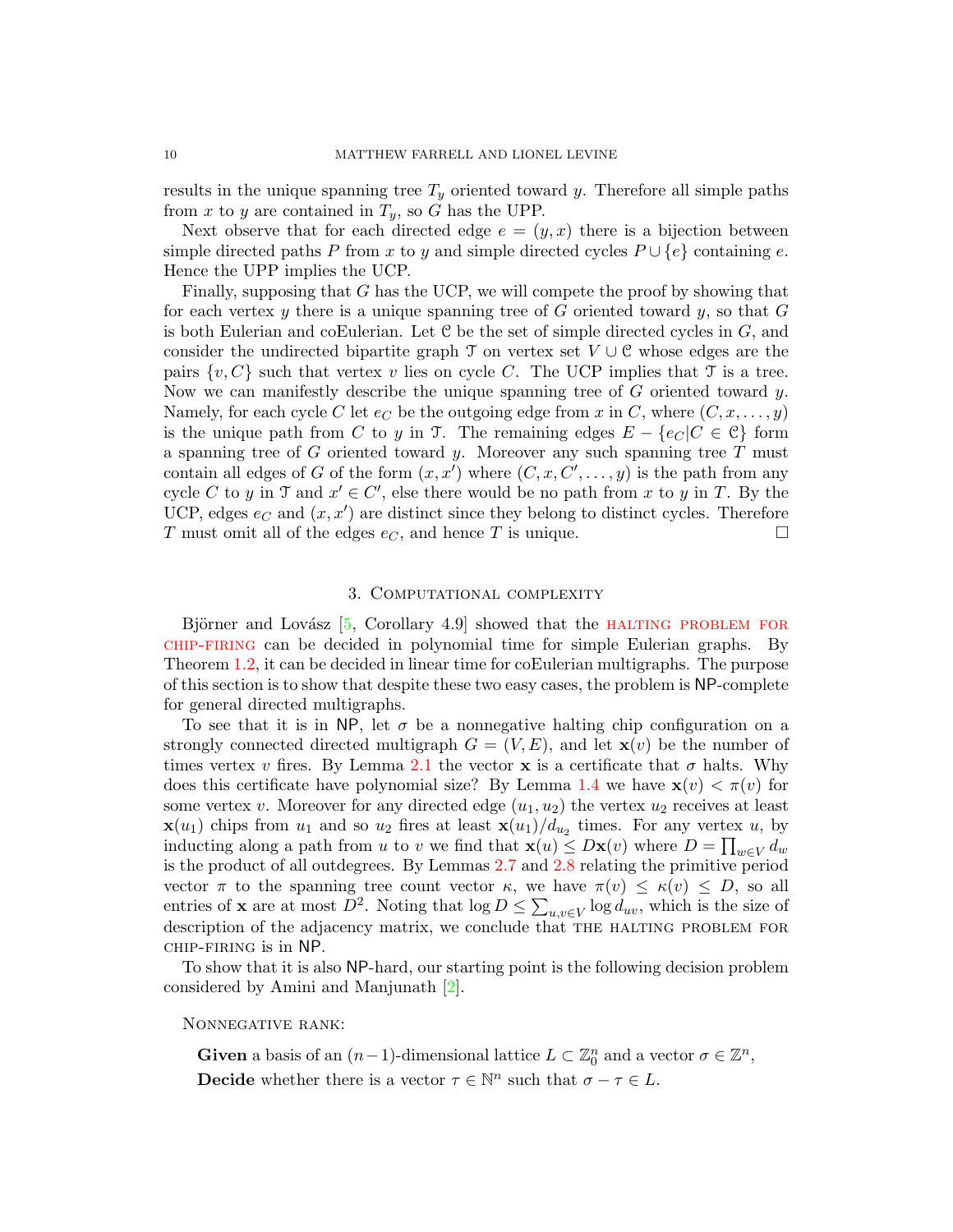results in the unique spanning tree $T_y$ oriented toward $y$. Therefore all simple paths from $x$ to $y$ are contained in $T_y$, so $G$ has the UPP.

Next observe that for each directed edge $e = (y, x)$ there is a bijection between simple directed paths $P$ from $x$ to $y$ and simple directed cycles $P \cup \{e\}$ containing $e$. Hence the UPP implies the UCP.

Finally, supposing that $G$ has the UCP, we will compete the proof by showing that for each vertex $y$ there is a unique spanning tree of $G$ oriented toward $y$, so that $G$ is both Eulerian and coEulerian. Let $\mathcal{C}$ be the set of simple directed cycles in $G$, and consider the undirected bipartite graph $\mathcal{T}$ on vertex set $V \cup \mathcal{C}$ whose edges are the pairs $\{v, C\}$ such that vertex $v$ lies on cycle $C$. The UCP implies that $\mathcal{T}$ is a tree. Now we can manifestly describe the unique spanning tree of $G$ oriented toward $y$. Namely, for each cycle $C$ let $e_C$ be the outgoing edge from $x$ in $C$, where $(C, x, \ldots, y)$ is the unique path from $C$ to $y$ in $\mathcal{T}$. The remaining edges $E - \{e_C | C \in \mathcal{C}\}$ form a spanning tree of $G$ oriented toward $y$. Moreover any such spanning tree $T$ must contain all edges of $G$ of the form $(x, x')$ where $(C, x, C', \ldots, y)$ is the path from any cycle $C$ to $y$ in $\mathcal{T}$ and $x' \in C'$, else there would be no path from $x$ to $y$ in $T$. By the UCP, edges $e_C$ and $(x, x')$ are distinct since they belong to distinct cycles. Therefore $T$ must omit all of the edges $e_C$, and hence $T$ is unique. □

## 3. Computational complexity

Björner and Lovász [5, Corollary 4.9] showed that the HALTING PROBLEM FOR CHIP-FIRING can be decided in polynomial time for simple Eulerian graphs. By Theorem 1.2, it can be decided in linear time for coEulerian multigraphs. The purpose of this section is to show that despite these two easy cases, the problem is NP-complete for general directed multigraphs.

To see that it is in NP, let $\sigma$ be a nonnegative halting chip configuration on a strongly connected directed multigraph $G = (V, E)$, and let $\mathbf{x}(v)$ be the number of times vertex $v$ fires. By Lemma 2.1 the vector $\mathbf{x}$ is a certificate that $\sigma$ halts. Why does this certificate have polynomial size? By Lemma 1.4 we have $\mathbf{x}(v) < \pi(v)$ for some vertex $v$. Moreover for any directed edge $(u_1, u_2)$ the vertex $u_2$ receives at least $\mathbf{x}(u_1)$ chips from $u_1$ and so $u_2$ fires at least $\mathbf{x}(u_1)/d_{u_2}$ times. For any vertex $u$, by inducting along a path from $u$ to $v$ we find that $\mathbf{x}(u) \le D\mathbf{x}(v)$ where $D = \prod_{w \in V} d_w$ is the product of all outdegrees. By Lemmas 2.7 and 2.8 relating the primitive period vector $\pi$ to the spanning tree count vector $\kappa$, we have $\pi(v) \le \kappa(v) \le D$, so all entries of $\mathbf{x}$ are at most $D^2$. Noting that $\log D \le \sum_{u,v \in V} \log d_{uv}$, which is the size of description of the adjacency matrix, we conclude that THE HALTING PROBLEM FOR CHIP-FIRING is in NP.

To show that it is also NP-hard, our starting point is the following decision problem considered by Amini and Manjunath [2].

NONNEGATIVE RANK:

**Given** a basis of an $(n-1)$-dimensional lattice $L \subset \mathbb{Z}_0^n$ and a vector $\sigma \in \mathbb{Z}^n$,

**Decide** whether there is a vector $\tau \in \mathbb{N}^n$ such that $\sigma - \tau \in L$.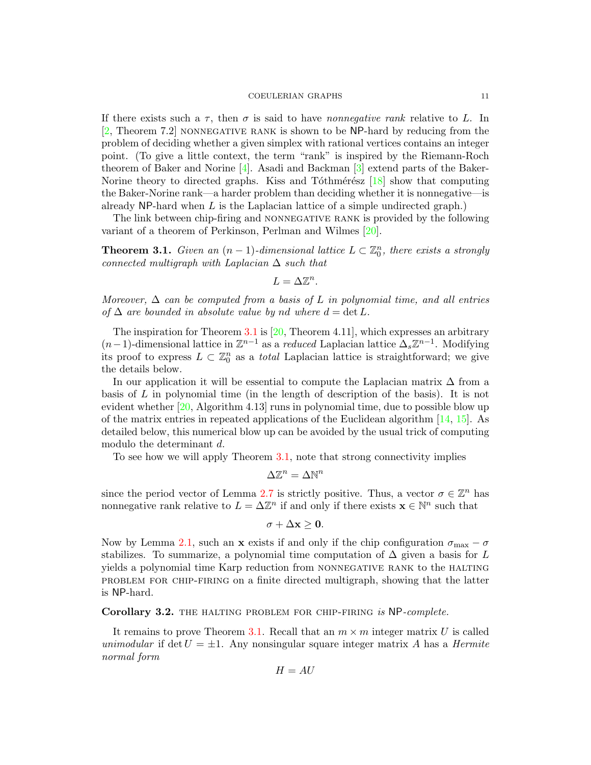If there exists such a $\tau$, then $\sigma$ is said to have *nonnegative rank* relative to $L$. In [2, Theorem 7.2] NONNEGATIVE RANK is shown to be NP-hard by reducing from the problem of deciding whether a given simplex with rational vertices contains an integer point. (To give a little context, the term "rank" is inspired by the Riemann-Roch theorem of Baker and Norine [4]. Asadi and Backman [3] extend parts of the Baker-Norine theory to directed graphs. Kiss and Tóthmérész [18] show that computing the Baker-Norine rank—a harder problem than deciding whether it is nonnegative—is already NP-hard when $L$ is the Laplacian lattice of a simple undirected graph.)

The link between chip-firing and NONNEGATIVE RANK is provided by the following variant of a theorem of Perkinson, Perlman and Wilmes [20].

**Theorem 3.1.** *Given an $(n-1)$-dimensional lattice $L \subset \mathbb{Z}_0^n$, there exists a strongly connected multigraph with Laplacian $\Delta$ such that*

$$L = \Delta \mathbb{Z}^n.$$

*Moreover, $\Delta$ can be computed from a basis of $L$ in polynomial time, and all entries of $\Delta$ are bounded in absolute value by $nd$ where $d = \det L$.*

The inspiration for Theorem 3.1 is [20, Theorem 4.11], which expresses an arbitrary $(n-1)$-dimensional lattice in $\mathbb{Z}^{n-1}$ as a *reduced* Laplacian lattice $\Delta_s \mathbb{Z}^{n-1}$. Modifying its proof to express $L \subset \mathbb{Z}_0^n$ as a *total* Laplacian lattice is straightforward; we give the details below.

In our application it will be essential to compute the Laplacian matrix $\Delta$ from a basis of $L$ in polynomial time (in the length of description of the basis). It is not evident whether [20, Algorithm 4.13] runs in polynomial time, due to possible blow up of the matrix entries in repeated applications of the Euclidean algorithm [14, 15]. As detailed below, this numerical blow up can be avoided by the usual trick of computing modulo the determinant $d$.

To see how we will apply Theorem 3.1, note that strong connectivity implies

$$\Delta \mathbb{Z}^n = \Delta \mathbb{N}^n$$

since the period vector of Lemma 2.7 is strictly positive. Thus, a vector $\sigma \in \mathbb{Z}^n$ has nonnegative rank relative to $L = \Delta \mathbb{Z}^n$ if and only if there exists $\mathbf{x} \in \mathbb{N}^n$ such that

$$\sigma + \Delta \mathbf{x} \geq \mathbf{0}.$$

Now by Lemma 2.1, such an $\mathbf{x}$ exists if and only if the chip configuration $\sigma_{\max} - \sigma$ stabilizes. To summarize, a polynomial time computation of $\Delta$ given a basis for $L$ yields a polynomial time Karp reduction from NONNEGATIVE RANK to the HALTING PROBLEM FOR CHIP-FIRING on a finite directed multigraph, showing that the latter is NP-hard.

**Corollary 3.2.** THE HALTING PROBLEM FOR CHIP-FIRING *is* NP*-complete.*

It remains to prove Theorem 3.1. Recall that an $m \times m$ integer matrix $U$ is called *unimodular* if $\det U = \pm 1$. Any nonsingular square integer matrix $A$ has a *Hermite normal form*

$$H = AU$$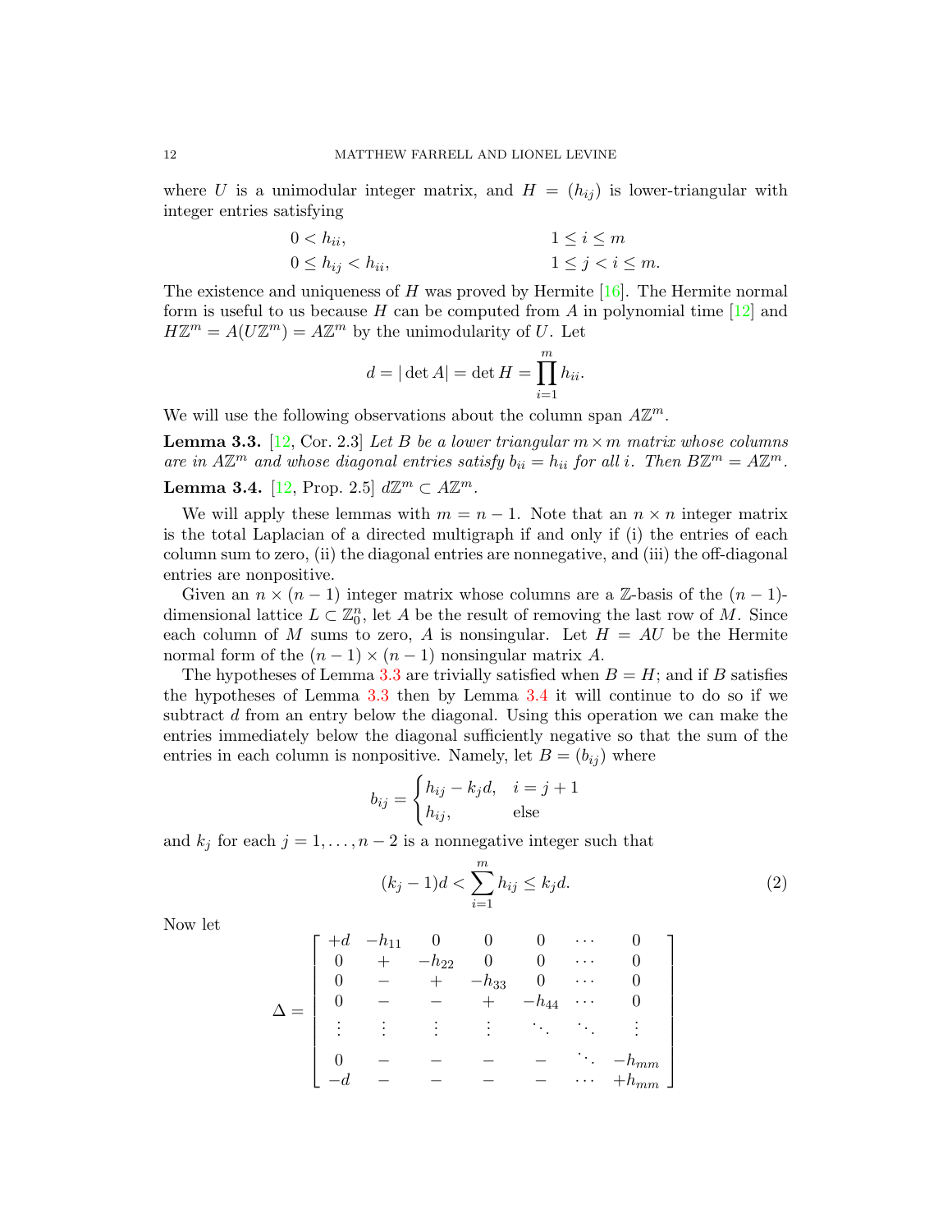where $U$ is a unimodular integer matrix, and $H = (h_{ij})$ is lower-triangular with integer entries satisfying

$$
\begin{aligned}
&0 < h_{ii}, && 1 \le i \le m \\
&0 \le h_{ij} < h_{ii}, && 1 \le j < i \le m.
\end{aligned}
$$

The existence and uniqueness of $H$ was proved by Hermite [16]. The Hermite normal form is useful to us because $H$ can be computed from $A$ in polynomial time [12] and $H\mathbb{Z}^m = A(U\mathbb{Z}^m) = A\mathbb{Z}^m$ by the unimodularity of $U$. Let

$$
d = |\det A| = \det H = \prod_{i=1}^{m} h_{ii}.
$$

We will use the following observations about the column span $A\mathbb{Z}^m$.

**Lemma 3.3.** [12, Cor. 2.3] *Let $B$ be a lower triangular $m \times m$ matrix whose columns are in $A\mathbb{Z}^m$ and whose diagonal entries satisfy $b_{ii} = h_{ii}$ for all $i$. Then $B\mathbb{Z}^m = A\mathbb{Z}^m$.*

**Lemma 3.4.** [12, Prop. 2.5] $d\mathbb{Z}^m \subset A\mathbb{Z}^m$.

We will apply these lemmas with $m = n - 1$. Note that an $n \times n$ integer matrix is the total Laplacian of a directed multigraph if and only if (i) the entries of each column sum to zero, (ii) the diagonal entries are nonnegative, and (iii) the off-diagonal entries are nonpositive.

Given an $n \times (n-1)$ integer matrix whose columns are a $\mathbb{Z}$-basis of the $(n-1)$-dimensional lattice $L \subset \mathbb{Z}^n_0$, let $A$ be the result of removing the last row of $M$. Since each column of $M$ sums to zero, $A$ is nonsingular. Let $H = AU$ be the Hermite normal form of the $(n-1) \times (n-1)$ nonsingular matrix $A$.

The hypotheses of Lemma 3.3 are trivially satisfied when $B = H$; and if $B$ satisfies the hypotheses of Lemma 3.3 then by Lemma 3.4 it will continue to do so if we subtract $d$ from an entry below the diagonal. Using this operation we can make the entries immediately below the diagonal sufficiently negative so that the sum of the entries in each column is nonpositive. Namely, let $B = (b_{ij})$ where

$$
b_{ij} = \begin{cases} h_{ij} - k_j d, & i = j+1 \\ h_{ij}, & \text{else} \end{cases}
$$

and $k_j$ for each $j = 1, \ldots, n-2$ is a nonnegative integer such that

$$
(k_j - 1)d < \sum_{i=1}^{m} h_{ij} \le k_j d. \tag{2}
$$

Now let

$$
\Delta = \begin{bmatrix}
+d & -h_{11} & 0 & 0 & 0 & \cdots & 0 \\
0 & + & -h_{22} & 0 & 0 & \cdots & 0 \\
0 & - & + & -h_{33} & 0 & \cdots & 0 \\
0 & - & - & + & -h_{44} & \cdots & 0 \\
\vdots & \vdots & \vdots & \vdots & \ddots & \ddots & \vdots \\
0 & - & - & - & - & \ddots & -h_{mm} \\
-d & - & - & - & - & \cdots & +h_{mm}
\end{bmatrix}
$$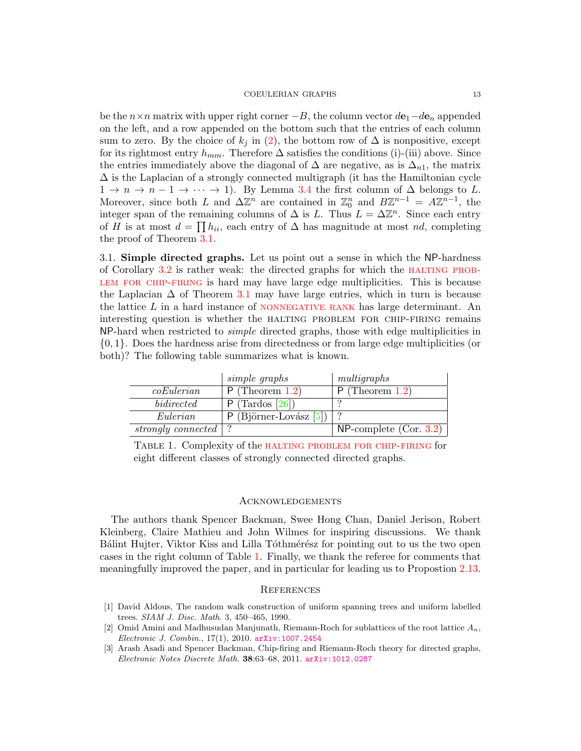be the $n \times n$ matrix with upper right corner $-B$, the column vector $d\mathbf{e}_1 - d\mathbf{e}_n$ appended on the left, and a row appended on the bottom such that the entries of each column sum to zero. By the choice of $k_j$ in (2), the bottom row of $\Delta$ is nonpositive, except for its rightmost entry $h_{mm}$. Therefore $\Delta$ satisfies the conditions (i)-(iii) above. Since the entries immediately above the diagonal of $\Delta$ are negative, as is $\Delta_{n1}$, the matrix $\Delta$ is the Laplacian of a strongly connected multigraph (it has the Hamiltonian cycle $1 \to n \to n-1 \to \cdots \to 1$). By Lemma 3.4 the first column of $\Delta$ belongs to $L$. Moreover, since both $L$ and $\Delta\mathbb{Z}^n$ are contained in $\mathbb{Z}^n_0$ and $B\mathbb{Z}^{n-1} = A\mathbb{Z}^{n-1}$, the integer span of the remaining columns of $\Delta$ is $L$. Thus $L = \Delta\mathbb{Z}^n$. Since each entry of $H$ is at most $d = \prod h_{ii}$, each entry of $\Delta$ has magnitude at most $nd$, completing the proof of Theorem 3.1.

3.1. **Simple directed graphs.** Let us point out a sense in which the NP-hardness of Corollary 3.2 is rather weak: the directed graphs for which the HALTING PROBLEM FOR CHIP-FIRING is hard may have large edge multiplicities. This is because the Laplacian $\Delta$ of Theorem 3.1 may have large entries, which in turn is because the lattice $L$ in a hard instance of NONNEGATIVE RANK has large determinant. An interesting question is whether the HALTING PROBLEM FOR CHIP-FIRING remains NP-hard when restricted to *simple* directed graphs, those with edge multiplicities in $\{0, 1\}$. Does the hardness arise from directedness or from large edge multiplicities (or both)? The following table summarizes what is known.

| | *simple graphs* | *multigraphs* |
|---|---|---|
| *coEulerian* | P (Theorem 1.2) | P (Theorem 1.2) |
| *bidirected* | P (Tardos [26]) | ? |
| *Eulerian* | P (Björner-Lovász [5]) | ? |
| *strongly connected* | ? | NP-complete (Cor. 3.2) |

TABLE 1. Complexity of the HALTING PROBLEM FOR CHIP-FIRING for eight different classes of strongly connected directed graphs.

## Acknowledgements

The authors thank Spencer Backman, Swee Hong Chan, Daniel Jerison, Robert Kleinberg, Claire Mathieu and John Wilmes for inspiring discussions. We thank Bálint Hujter, Viktor Kiss and Lilla Tóthmérész for pointing out to us the two open cases in the right column of Table 1. Finally, we thank the referee for comments that meaningfully improved the paper, and in particular for leading us to Propostion 2.13.

## References

[1] David Aldous, The random walk construction of uniform spanning trees and uniform labelled trees. *SIAM J. Disc. Math.* 3, 450–465, 1990.

[2] Omid Amini and Madhusudan Manjunath, Riemann-Roch for sublattices of the root lattice $A_n$, *Electronic J. Combin.*, 17(1), 2010. arXiv:1007.2454

[3] Arash Asadi and Spencer Backman, Chip-firing and Riemann-Roch theory for directed graphs, *Electronic Notes Discrete Math.* **38**:63–68, 2011. arXiv:1012.0287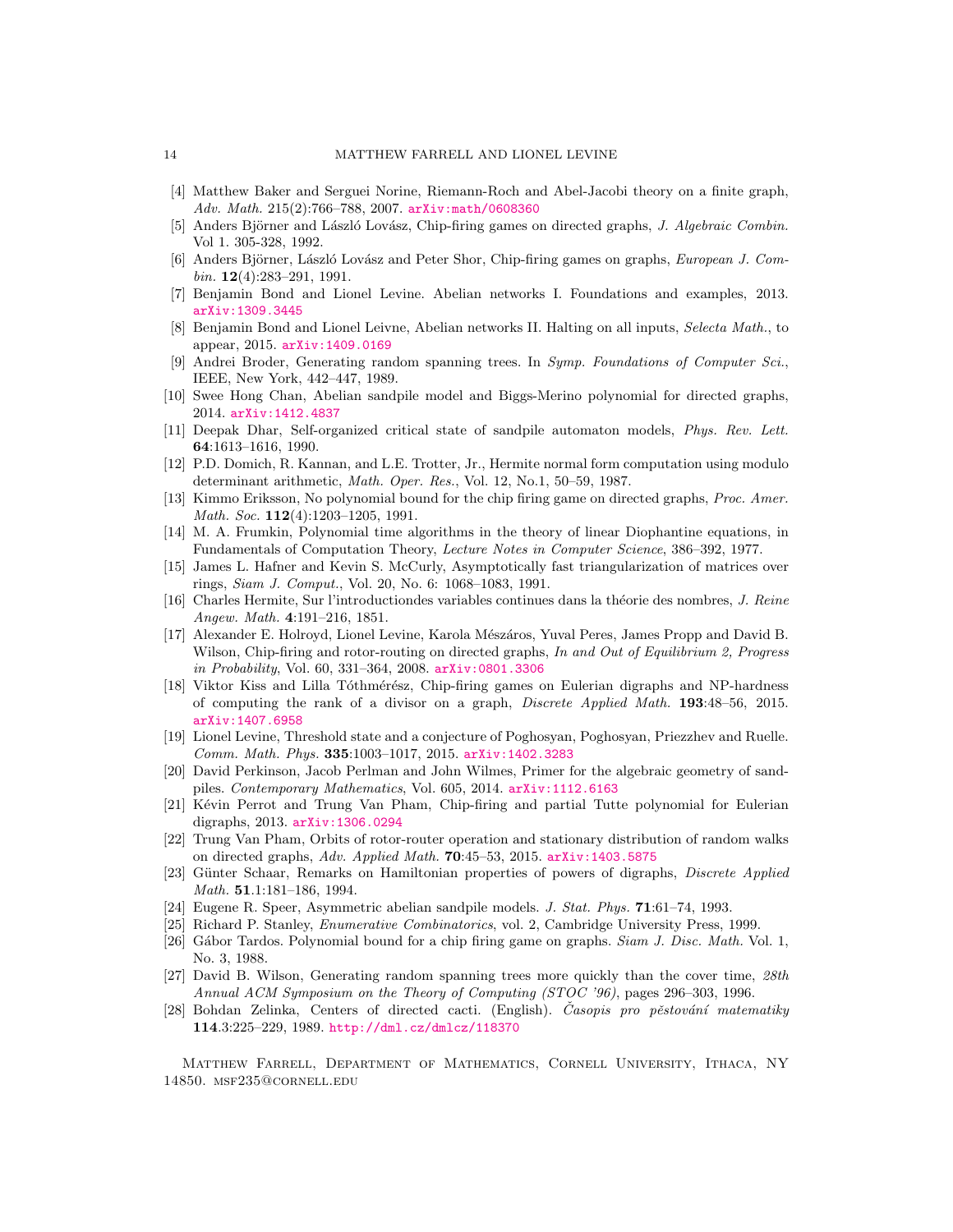[4] Matthew Baker and Serguei Norine, Riemann-Roch and Abel-Jacobi theory on a finite graph, *Adv. Math.* 215(2):766–788, 2007. arXiv:math/0608360

[5] Anders Björner and László Lovász, Chip-firing games on directed graphs, *J. Algebraic Combin.* Vol 1. 305-328, 1992.

[6] Anders Björner, László Lovász and Peter Shor, Chip-firing games on graphs, *European J. Combin.* **12**(4):283–291, 1991.

[7] Benjamin Bond and Lionel Levine. Abelian networks I. Foundations and examples, 2013. arXiv:1309.3445

[8] Benjamin Bond and Lionel Leivne, Abelian networks II. Halting on all inputs, *Selecta Math.*, to appear, 2015. arXiv:1409.0169

[9] Andrei Broder, Generating random spanning trees. In *Symp. Foundations of Computer Sci.*, IEEE, New York, 442–447, 1989.

[10] Swee Hong Chan, Abelian sandpile model and Biggs-Merino polynomial for directed graphs, 2014. arXiv:1412.4837

[11] Deepak Dhar, Self-organized critical state of sandpile automaton models, *Phys. Rev. Lett.* **64**:1613–1616, 1990.

[12] P.D. Domich, R. Kannan, and L.E. Trotter, Jr., Hermite normal form computation using modulo determinant arithmetic, *Math. Oper. Res.*, Vol. 12, No.1, 50–59, 1987.

[13] Kimmo Eriksson, No polynomial bound for the chip firing game on directed graphs, *Proc. Amer. Math. Soc.* **112**(4):1203–1205, 1991.

[14] M. A. Frumkin, Polynomial time algorithms in the theory of linear Diophantine equations, in Fundamentals of Computation Theory, *Lecture Notes in Computer Science*, 386–392, 1977.

[15] James L. Hafner and Kevin S. McCurly, Asymptotically fast triangularization of matrices over rings, *Siam J. Comput.*, Vol. 20, No. 6: 1068–1083, 1991.

[16] Charles Hermite, Sur l'introductiondes variables continues dans la théorie des nombres, *J. Reine Angew. Math.* **4**:191–216, 1851.

[17] Alexander E. Holroyd, Lionel Levine, Karola Mészáros, Yuval Peres, James Propp and David B. Wilson, Chip-firing and rotor-routing on directed graphs, *In and Out of Equilibrium 2, Progress in Probability*, Vol. 60, 331–364, 2008. arXiv:0801.3306

[18] Viktor Kiss and Lilla Tóthmérész, Chip-firing games on Eulerian digraphs and NP-hardness of computing the rank of a divisor on a graph, *Discrete Applied Math.* **193**:48–56, 2015. arXiv:1407.6958

[19] Lionel Levine, Threshold state and a conjecture of Poghosyan, Poghosyan, Priezzhev and Ruelle. *Comm. Math. Phys.* **335**:1003–1017, 2015. arXiv:1402.3283

[20] David Perkinson, Jacob Perlman and John Wilmes, Primer for the algebraic geometry of sandpiles. *Contemporary Mathematics*, Vol. 605, 2014. arXiv:1112.6163

[21] Kévin Perrot and Trung Van Pham, Chip-firing and partial Tutte polynomial for Eulerian digraphs, 2013. arXiv:1306.0294

[22] Trung Van Pham, Orbits of rotor-router operation and stationary distribution of random walks on directed graphs, *Adv. Applied Math.* **70**:45–53, 2015. arXiv:1403.5875

[23] Günter Schaar, Remarks on Hamiltonian properties of powers of digraphs, *Discrete Applied Math.* **51**.1:181–186, 1994.

[24] Eugene R. Speer, Asymmetric abelian sandpile models. *J. Stat. Phys.* **71**:61–74, 1993.

[25] Richard P. Stanley, *Enumerative Combinatorics*, vol. 2, Cambridge University Press, 1999.

[26] Gábor Tardos. Polynomial bound for a chip firing game on graphs. *Siam J. Disc. Math.* Vol. 1, No. 3, 1988.

[27] David B. Wilson, Generating random spanning trees more quickly than the cover time, *28th Annual ACM Symposium on the Theory of Computing (STOC '96)*, pages 296–303, 1996.

[28] Bohdan Zelinka, Centers of directed cacti. (English). *Časopis pro pěstování matematiky* **114**.3:225–229, 1989. http://dml.cz/dmlcz/118370

Matthew Farrell, Department of Mathematics, Cornell University, Ithaca, NY 14850. msf235@cornell.edu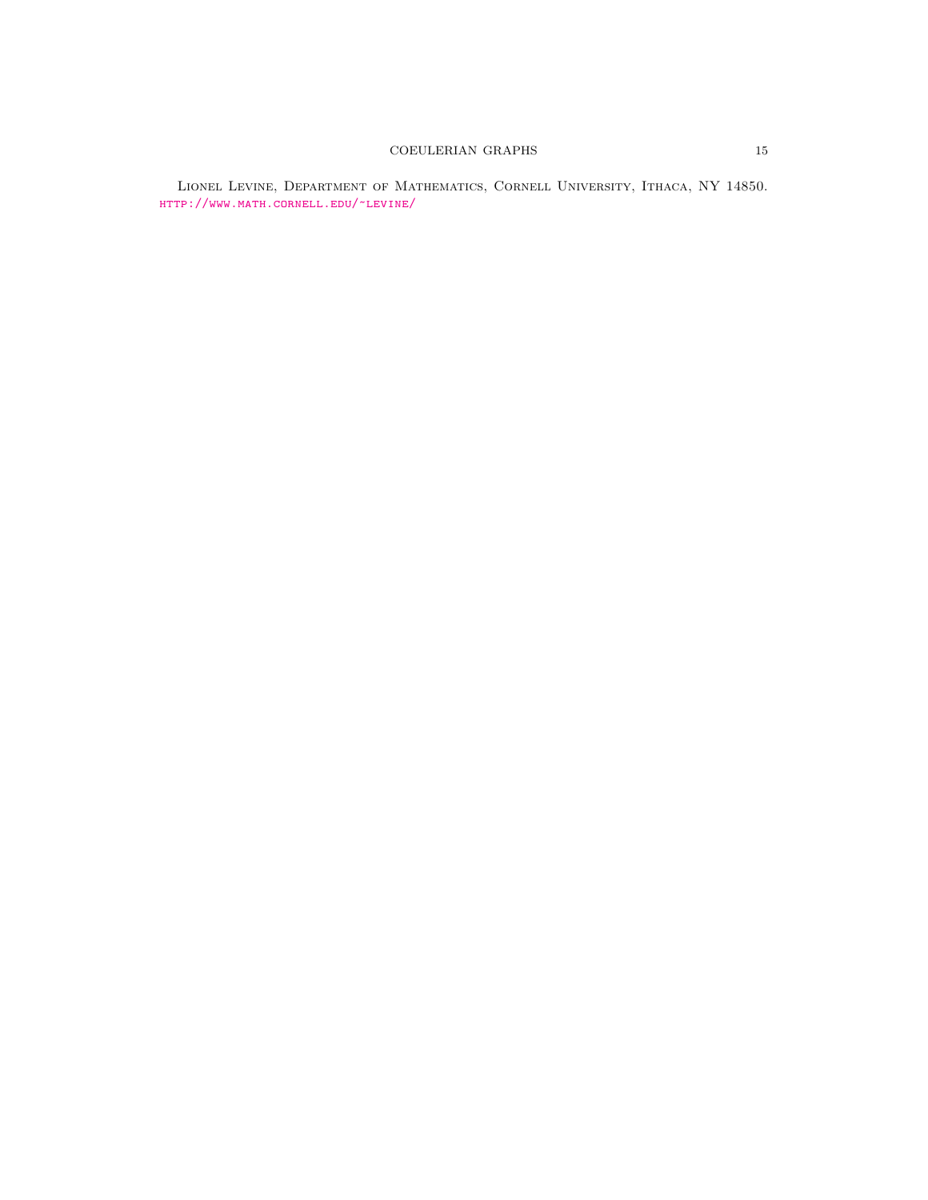Lionel Levine, Department of Mathematics, Cornell University, Ithaca, NY 14850. http://www.math.cornell.edu/~levine/